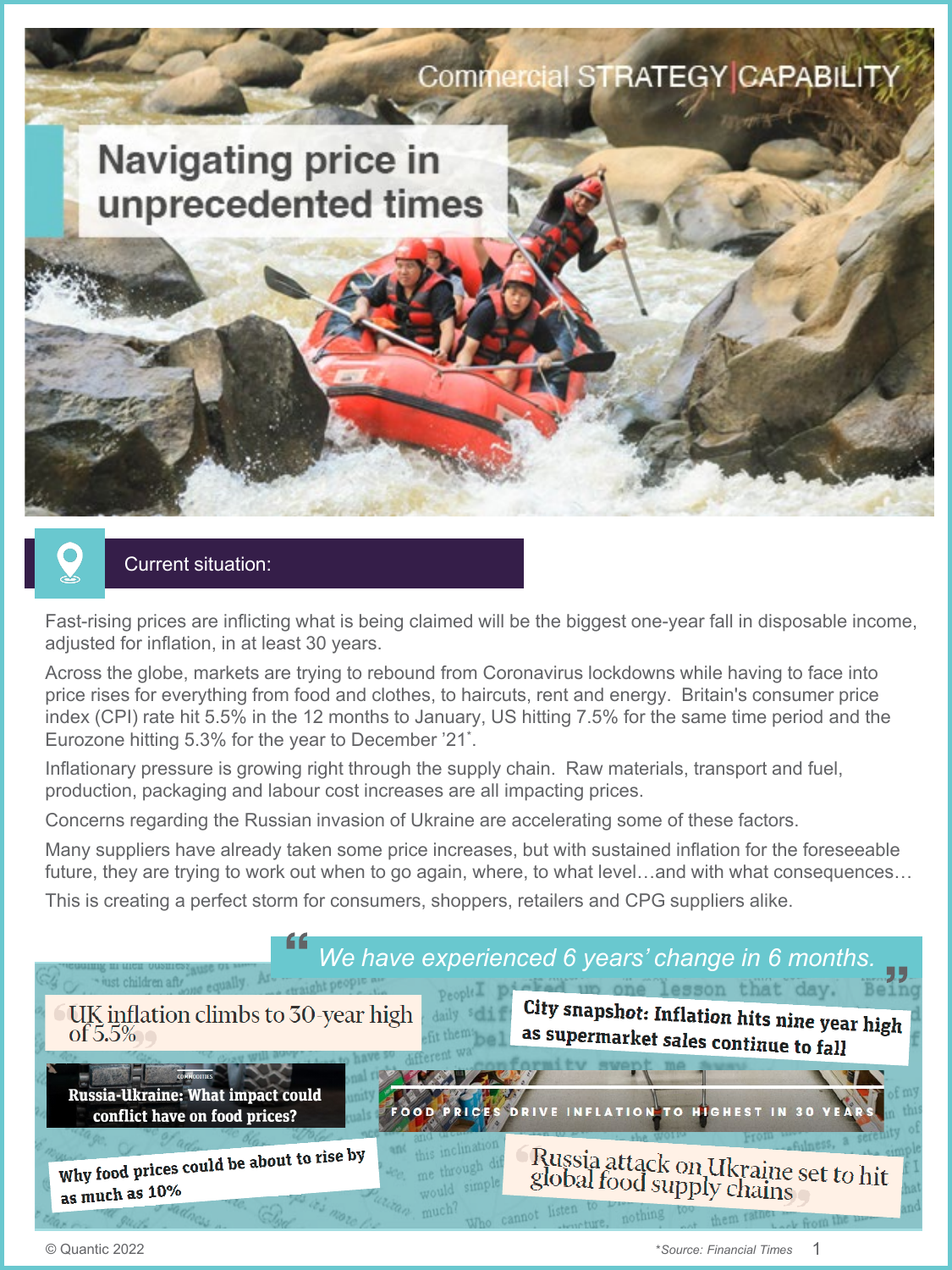Commercial STRATEGY | CAPABILITY

# Navigating price in unprecedented times

## Current situation:

Fast-rising prices are inflicting what is being claimed will be the biggest one-year fall in disposable income, adjusted for inflation, in at least 30 years.

Across the globe, markets are trying to rebound from Coronavirus lockdowns while having to face into price rises for everything from food and clothes, to haircuts, rent and energy. Britain's consumer price index (CPI) rate hit 5.5% in the 12 months to January, US hitting 7.5% for the same time period and the Eurozone hitting 5.3% for the year to December '21*.

Inflationary pressure is growing right through the supply chain. Raw materials, transport and fuel, production, packaging and labour cost increases are all impacting prices.

Concerns regarding the Russian invasion of Ukraine are accelerating some of these factors.

Many suppliers have already taken some price increases, but with sustained inflation for the foreseeable future, they are trying to work out when to go again, where, to what level…and with what consequences…

This is creating a perfect storm for consumers, shoppers, retailers and CPG suppliers alike.

> *"We have experienced 6 years' change in 6 months."*

- UK inflation climbs to 30-year high of 5.5%
- City snapshot: Inflation hits nine year high as supermarket sales continue to fall
- Russia-Ukraine: What impact could conflict have on food prices?
- FOOD PRICES DRIVE INFLATION TO HIGHEST IN 30 YEARS
- Why food prices could be about to rise by as much as 10%
- Russia attack on Ukraine set to hit global food supply chains

© Quantic 2022

*Source: Financial Times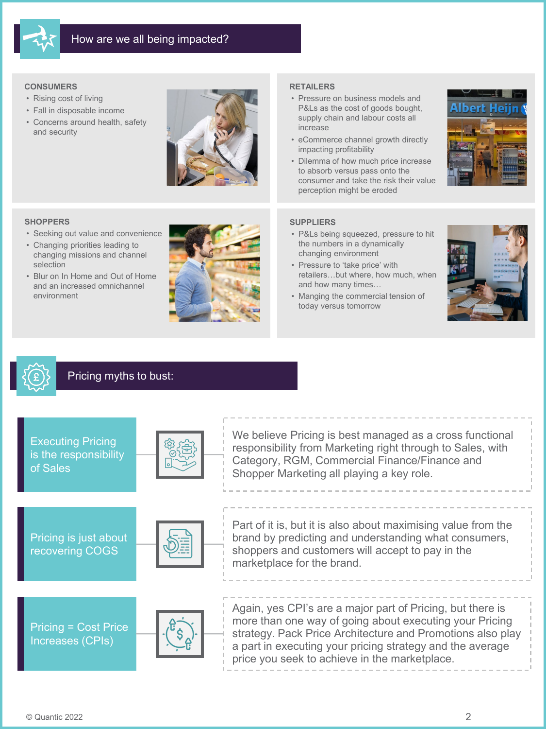## How are we all being impacted?

### CONSUMERS

- Rising cost of living
- Fall in disposable income
- Concerns around health, safety and security

### RETAILERS

- Pressure on business models and P&Ls as the cost of goods bought, supply chain and labour costs all increase
- eCommerce channel growth directly impacting profitability
- Dilemma of how much price increase to absorb versus pass onto the consumer and take the risk their value perception might be eroded

### SHOPPERS

- Seeking out value and convenience
- Changing priorities leading to changing missions and channel selection
- Blur on In Home and Out of Home and an increased omnichannel environment

### SUPPLIERS

- P&Ls being squeezed, pressure to hit the numbers in a dynamically changing environment
- Pressure to 'take price' with retailers…but where, how much, when and how many times…
- Manging the commercial tension of today versus tomorrow

## Pricing myths to bust:

**Executing Pricing is the responsibility of Sales**

We believe Pricing is best managed as a cross functional responsibility from Marketing right through to Sales, with Category, RGM, Commercial Finance/Finance and Shopper Marketing all playing a key role.

**Pricing is just about recovering COGS**

Part of it is, but it is also about maximising value from the brand by predicting and understanding what consumers, shoppers and customers will accept to pay in the marketplace for the brand.

**Pricing = Cost Price Increases (CPIs)**

Again, yes CPI's are a major part of Pricing, but there is more than one way of going about executing your Pricing strategy. Pack Price Architecture and Promotions also play a part in executing your pricing strategy and the average price you seek to achieve in the marketplace.

© Quantic 2022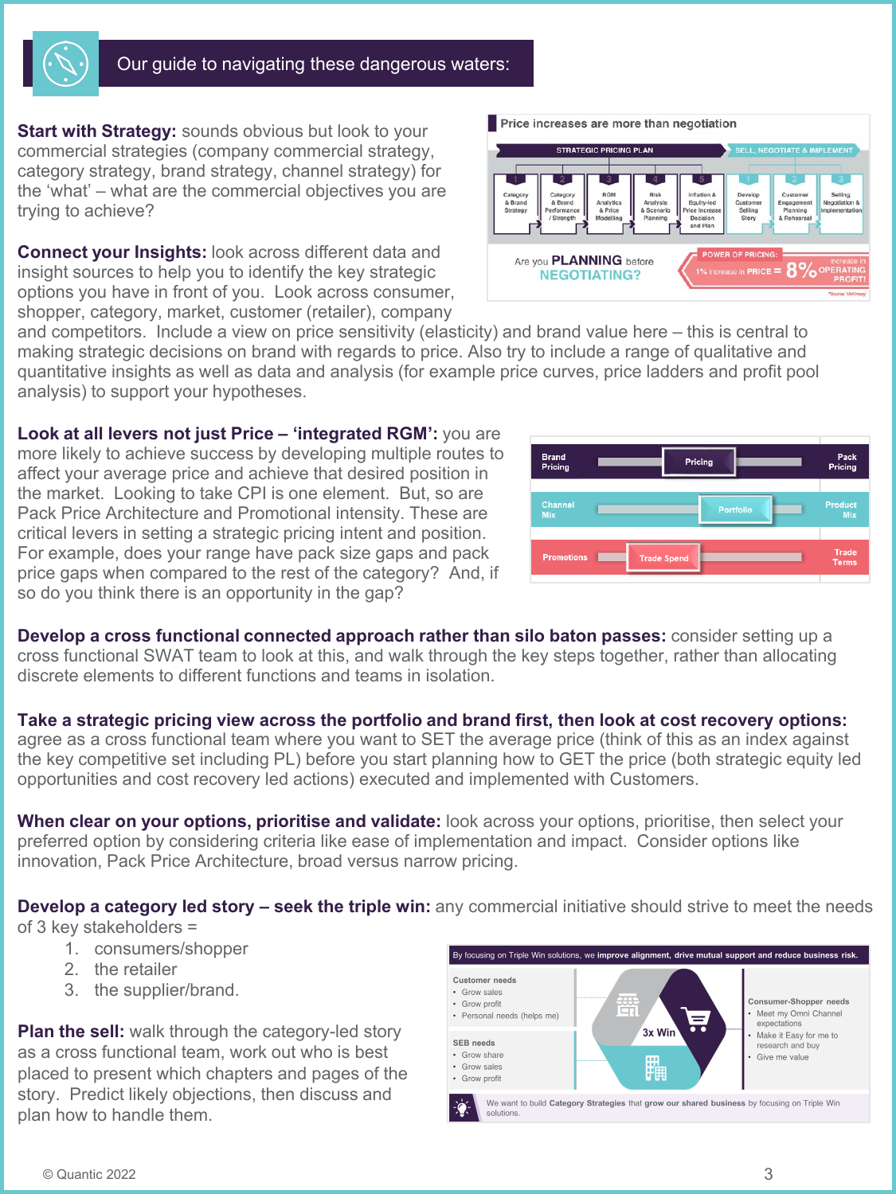## Our guide to navigating these dangerous waters:

Price increases are more than negotiation

STRATEGIC PRICING PLAN

SELL, NEGOTIATE & IMPLEMENT

1 Category & Brand Strategy

2 Category & Brand Performance / Strength

3 RGM Analytics & Price Modelling

4 Risk Analysis & Scenario Planning

5 Inflation & Equity-led Price Increase Decision and Plan

1 Develop Customer Selling Story

2 Customer Engagement Planning & Rehearsal

3 Selling Negotiation & Implementation

Are you PLANNING before NEGOTIATING?

POWER OF PRICING: 1% increase in PRICE = 8% increase in OPERATING PROFIT!

*Source McKinsey

**Start with Strategy:** sounds obvious but look to your commercial strategies (company commercial strategy, category strategy, brand strategy, channel strategy) for the 'what' – what are the commercial objectives you are trying to achieve?

**Connect your Insights:** look across different data and insight sources to help you to identify the key strategic options you have in front of you. Look across consumer, shopper, category, market, customer (retailer), company and competitors. Include a view on price sensitivity (elasticity) and brand value here – this is central to making strategic decisions on brand with regards to price. Also try to include a range of qualitative and quantitative insights as well as data and analysis (for example price curves, price ladders and profit pool analysis) to support your hypotheses.

**Look at all levers not just Price – 'integrated RGM':** you are more likely to achieve success by developing multiple routes to affect your average price and achieve that desired position in the market. Looking to take CPI is one element. But, so are Pack Price Architecture and Promotional intensity. These are critical levers in setting a strategic pricing intent and position. For example, does your range have pack size gaps and pack price gaps when compared to the rest of the category? And, if so do you think there is an opportunity in the gap?

Brand Pricing — Pricing — Pack Pricing

Channel Mix — Portfolio — Product Mix

Promotions — Trade Spend — Trade Terms

**Develop a cross functional connected approach rather than silo baton passes:** consider setting up a cross functional SWAT team to look at this, and walk through the key steps together, rather than allocating discrete elements to different functions and teams in isolation.

**Take a strategic pricing view across the portfolio and brand first, then look at cost recovery options:** agree as a cross functional team where you want to SET the average price (think of this as an index against the key competitive set including PL) before you start planning how to GET the price (both strategic equity led opportunities and cost recovery led actions) executed and implemented with Customers.

**When clear on your options, prioritise and validate:** look across your options, prioritise, then select your preferred option by considering criteria like ease of implementation and impact. Consider options like innovation, Pack Price Architecture, broad versus narrow pricing.

**Develop a category led story – seek the triple win:** any commercial initiative should strive to meet the needs of 3 key stakeholders =

1. consumers/shopper
2. the retailer
3. the supplier/brand.

**Plan the sell:** walk through the category-led story as a cross functional team, work out who is best placed to present which chapters and pages of the story. Predict likely objections, then discuss and plan how to handle them.

By focusing on Triple Win solutions, we **improve alignment, drive mutual support and reduce business risk.**

Customer needs
- Grow sales
- Grow profit
- Personal needs (helps me)

SEB needs
- Grow share
- Grow sales
- Grow profit

3x Win

Consumer-Shopper needs
- Meet my Omni Channel expectations
- Make it Easy for me to research and buy
- Give me value

We want to build **Category Strategies** that **grow our shared business** by focusing on Triple Win solutions.

© Quantic 2022